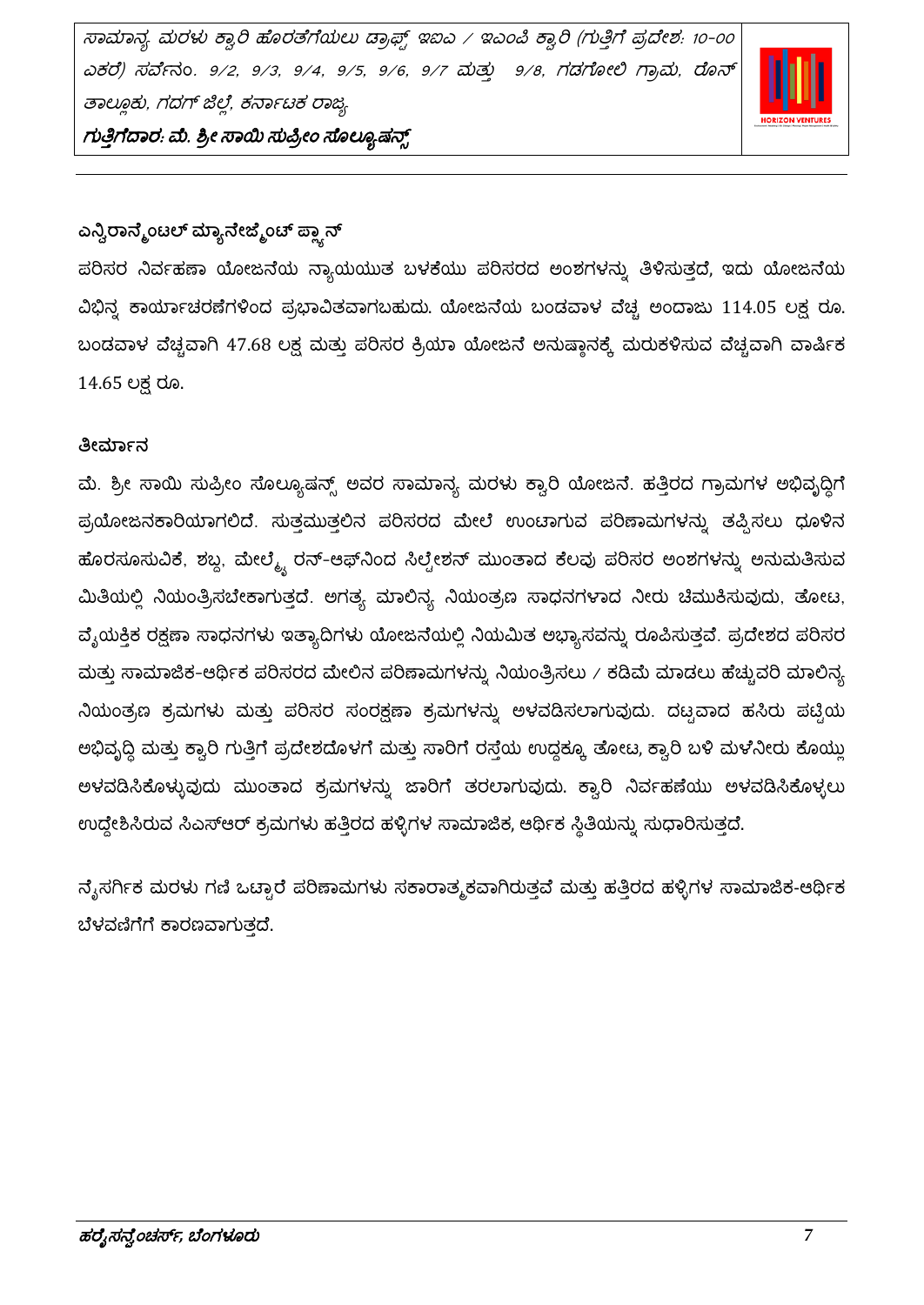## ಎನ್ವಿರಾನ್ಮೆಂಟಲ್ ಮ್ಯಾನೇಜ್ಮೆಂಟ್ ಪ್ಲಾನ್

ಪರಿಸರ ನಿರ್ವಹಣಾ ಯೋಜನೆಯ ನ್ಯಾಯಯುತ ಬಳಕೆಯು ಪರಿಸರದ ಅಂಶಗಳನ್ನು ತಿಳಿಸುತ್ತದೆ, ಇದು ಯೋಜನೆಯ ವಿಭಿನ್ನ ಕಾರ್ಯಾಚರಣೆಗಳಿಂದ ಪ್ರಭಾವಿತವಾಗಬಹುದು. ಯೋಜನೆಯ ಬಂಡವಾಳ ವೆಚ್ಚ ಅಂದಾಜು 114.05 ಲಕ್ಷ ರೂ. ಬಂಡವಾಳ ವೆಚ್ಚವಾಗಿ 47.68 ಲಕ್ಷ ಮತ್ತು ಪರಿಸರ ಕ್ರಿಯಾ ಯೋಜನೆ ಅನುಷ್ಠಾನಕ್ಕೆ ಮರುಕಳಿಸುವ ವೆಚ್ಚವಾಗಿ ವಾರ್ಷಿಕ 14.65 ಲಕ್ಷ ರೂ.

### ತೀರ್ಮಾನ

ಮೆ. ಶ್ರೀ ಸಾಯಿ ಸುಪ್ರೀಂ ಸೊಲ್ಯೂಷನ್ಸ್ ಅವರ ಸಾಮಾನ್ಯ ಮರಳು ಕ್ವಾರಿ ಯೋಜನೆ. ಹತ್ತಿರದ ಗ್ರಾಮಗಳ ಅಭಿವೃದ್ಧಿಗೆ ಪ್ರಯೋಜನಕಾರಿಯಾಗಲಿದೆ. ಸುತ್ತಮುತ್ತಲಿನ ಪರಿಸರದ ಮೇಲೆ ಉಂಟಾಗುವ ಪರಿಣಾಮಗಳನ್ನು ತಪ್ಪಿಸಲು ಧೂಳಿನ ಹೊರಸೂಸುವಿಕೆ, ಶಬ್ದ, ಮೇಲ್ಮೈ ರನ್-ಆಫ್‌ನಿಂದ ಸಿಲ್ಟೇಶನ್ ಮುಂತಾದ ಕೆಲವು ಪರಿಸರ ಅಂಶಗಳನ್ನು ಅನುಮತಿಸುವ ಮಿತಿಯಲ್ಲಿ ನಿಯಂತ್ರಿಸಬೇಕಾಗುತ್ತದೆ. ಅಗತ್ಯ ಮಾಲಿನ್ಯ ನಿಯಂತ್ರಣ ಸಾಧನಗಳಾದ ನೀರು ಚಿಮುಕಿಸುವುದು, ತೋಟ, ವೈಯಕ್ತಿಕ ರಕ್ಷಣಾ ಸಾಧನಗಳು ಇತ್ಯಾದಿಗಳು ಯೋಜನೆಯಲ್ಲಿ ನಿಯಮಿತ ಅಭ್ಯಾಸವನ್ನು ರೂಪಿಸುತ್ತವೆ. ಪ್ರದೇಶದ ಪರಿಸರ ಮತ್ತು ಸಾಮಾಜಿಕ-ಆರ್ಥಿಕ ಪರಿಸರದ ಮೇಲಿನ ಪರಿಣಾಮಗಳನ್ನು ನಿಯಂತ್ರಿಸಲು / ಕಡಿಮೆ ಮಾಡಲು ಹೆಚ್ಚುವರಿ ಮಾಲಿನ್ಯ ನಿಯಂತ್ರಣ ಕ್ರಮಗಳು ಮತ್ತು ಪರಿಸರ ಸಂರಕ್ಷಣಾ ಕ್ರಮಗಳನ್ನು ಅಳವಡಿಸಲಾಗುವುದು. ದಟ್ಟವಾದ ಹಸಿರು ಪಟ್ಟಿಯ ಅಭಿವೃದ್ಧಿ ಮತ್ತು ಕ್ವಾರಿ ಗುತ್ತಿಗೆ ಪ್ರದೇಶದೊಳಗೆ ಮತ್ತು ಸಾರಿಗೆ ರಸ್ತೆಯ ಉದ್ದಕ್ಕೂ ತೋಟ, ಕ್ವಾರಿ ಬಳಿ ಮಳೆನೀರು ಕೊಯ್ಲು ಅಳವಡಿಸಿಕೊಳ್ಳುವುದು ಮುಂತಾದ ಕ್ರಮಗಳನ್ನು ಜಾರಿಗೆ ತರಲಾಗುವುದು. ಕ್ವಾರಿ ನಿರ್ವಹಣೆಯು ಅಳವಡಿಸಿಕೊಳ್ಳಲು ಉದ್ದೇಶಿಸಿರುವ ಸಿಎಸ್‌ಆರ್ ಕ್ರಮಗಳು ಹತ್ತಿರದ ಹಳ್ಳಿಗಳ ಸಾಮಾಜಿಕ, ಆರ್ಥಿಕ ಸ್ಥಿತಿಯನ್ನು ಸುಧಾರಿಸುತ್ತದೆ.

ನೈಸರ್ಗಿಕ ಮರಳು ಗಣಿ ಒಟ್ಟಾರೆ ಪರಿಣಾಮಗಳು ಸಕಾರಾತ್ಮಕವಾಗಿರುತ್ತವೆ ಮತ್ತು ಹತ್ತಿರದ ಹಳ್ಳಿಗಳ ಸಾಮಾಜಿಕ-ಆರ್ಥಿಕ ಬೆಳವಣಿಗೆಗೆ ಕಾರಣವಾಗುತ್ತದೆ.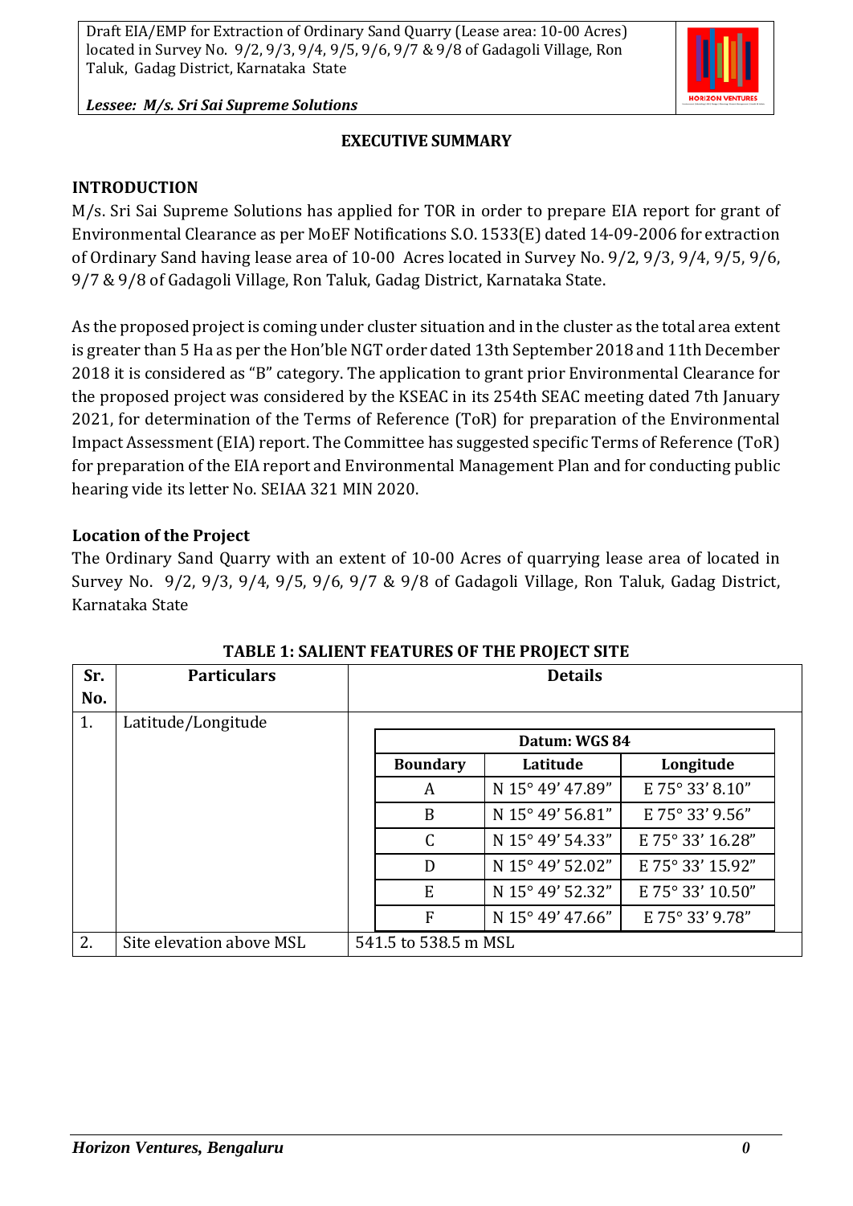## EXECUTIVE SUMMARY

### INTRODUCTION

M/s. Sri Sai Supreme Solutions has applied for TOR in order to prepare EIA report for grant of Environmental Clearance as per MoEF Notifications S.O. 1533(E) dated 14-09-2006 for extraction of Ordinary Sand having lease area of 10-00 Acres located in Survey No. 9/2, 9/3, 9/4, 9/5, 9/6, 9/7 & 9/8 of Gadagoli Village, Ron Taluk, Gadag District, Karnataka State.

As the proposed project is coming under cluster situation and in the cluster as the total area extent is greater than 5 Ha as per the Hon'ble NGT order dated 13th September 2018 and 11th December 2018 it is considered as "B" category. The application to grant prior Environmental Clearance for the proposed project was considered by the KSEAC in its 254th SEAC meeting dated 7th January 2021, for determination of the Terms of Reference (ToR) for preparation of the Environmental Impact Assessment (EIA) report. The Committee has suggested specific Terms of Reference (ToR) for preparation of the EIA report and Environmental Management Plan and for conducting public hearing vide its letter No. SEIAA 321 MIN 2020.

### Location of the Project

The Ordinary Sand Quarry with an extent of 10-00 Acres of quarrying lease area of located in Survey No. 9/2, 9/3, 9/4, 9/5, 9/6, 9/7 & 9/8 of Gadagoli Village, Ron Taluk, Gadag District, Karnataka State

**TABLE 1: SALIENT FEATURES OF THE PROJECT SITE**

| Sr. No. | Particulars | Details | | |
|---|---|---|---|---|
| 1. | Latitude/Longitude | Datum: WGS 84 | | |
| | | Boundary | Latitude | Longitude |
| | | A | N 15° 49' 47.89" | E 75° 33' 8.10" |
| | | B | N 15° 49' 56.81" | E 75° 33' 9.56" |
| | | C | N 15° 49' 54.33" | E 75° 33' 16.28" |
| | | D | N 15° 49' 52.02" | E 75° 33' 15.92" |
| | | E | N 15° 49' 52.32" | E 75° 33' 10.50" |
| | | F | N 15° 49' 47.66" | E 75° 33' 9.78" |
| 2. | Site elevation above MSL | 541.5 to 538.5 m MSL | | |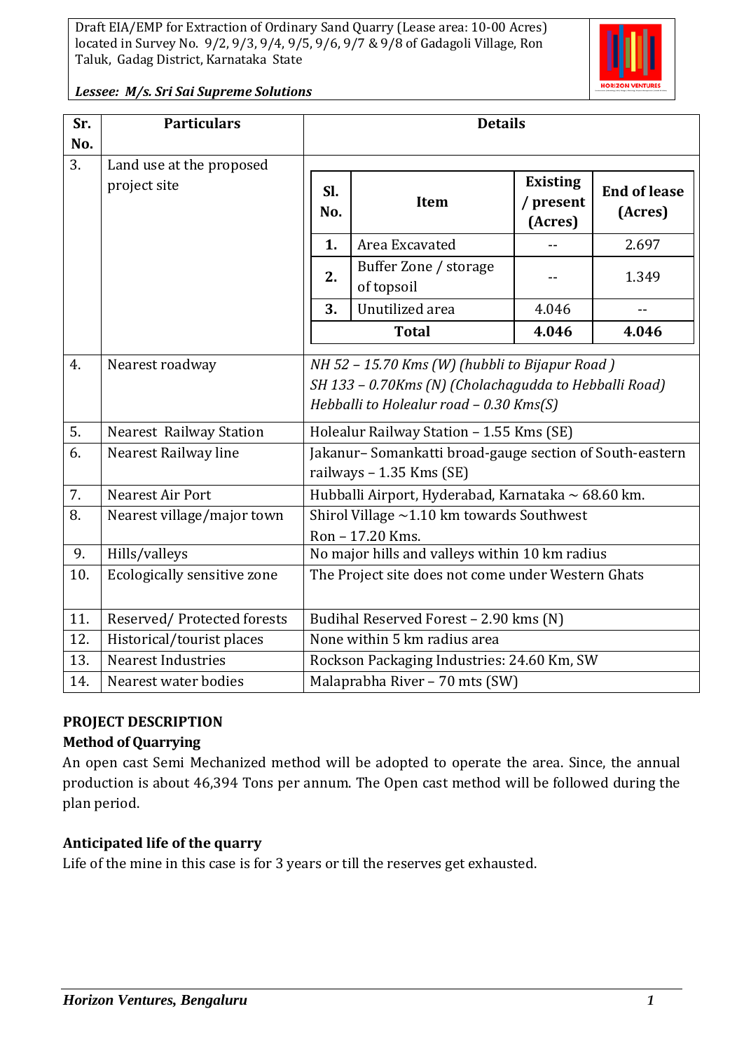| Sr. No. | Particulars | Details |
|---|---|---|
| 3. | Land use at the proposed project site | <table><tr><th>Sl. No.</th><th>Item</th><th>Existing / present (Acres)</th><th>End of lease (Acres)</th></tr><tr><td>1.</td><td>Area Excavated</td><td>--</td><td>2.697</td></tr><tr><td>2.</td><td>Buffer Zone / storage of topsoil</td><td>--</td><td>1.349</td></tr><tr><td>3.</td><td>Unutilized area</td><td>4.046</td><td>--</td></tr><tr><td colspan="2">Total</td><td>4.046</td><td>4.046</td></tr></table> |
| 4. | Nearest roadway | *NH 52 – 15.70 Kms (W) (hubbli to Bijapur Road )*<br>*SH 133 – 0.70Kms (N) (Cholachagudda to Hebballi Road)*<br>*Hebballi to Holealur road – 0.30 Kms(S)* |
| 5. | Nearest Railway Station | Holealur Railway Station – 1.55 Kms (SE) |
| 6. | Nearest Railway line | Jakanur– Somankatti broad-gauge section of South-eastern railways – 1.35 Kms (SE) |
| 7. | Nearest Air Port | Hubballi Airport, Hyderabad, Karnataka ~ 68.60 km. |
| 8. | Nearest village/major town | Shirol Village ~1.10 km towards Southwest<br>Ron – 17.20 Kms. |
| 9. | Hills/valleys | No major hills and valleys within 10 km radius |
| 10. | Ecologically sensitive zone | The Project site does not come under Western Ghats |
| 11. | Reserved/ Protected forests | Budihal Reserved Forest – 2.90 kms (N) |
| 12. | Historical/tourist places | None within 5 km radius area |
| 13. | Nearest Industries | Rockson Packaging Industries: 24.60 Km, SW |
| 14. | Nearest water bodies | Malaprabha River – 70 mts (SW) |

## PROJECT DESCRIPTION

### Method of Quarrying

An open cast Semi Mechanized method will be adopted to operate the area. Since, the annual production is about 46,394 Tons per annum. The Open cast method will be followed during the plan period.

### Anticipated life of the quarry

Life of the mine in this case is for 3 years or till the reserves get exhausted.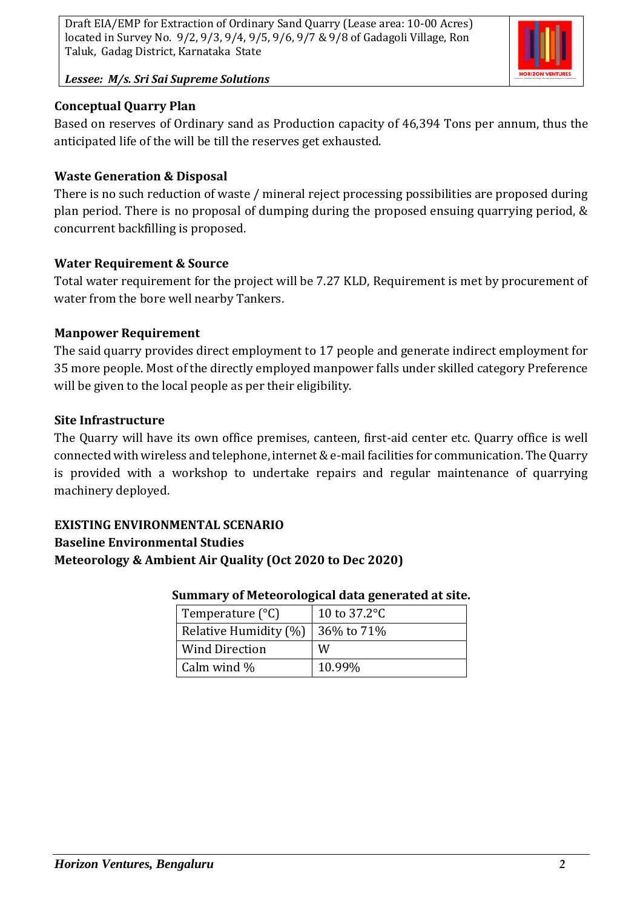**Conceptual Quarry Plan**

Based on reserves of Ordinary sand as Production capacity of 46,394 Tons per annum, thus the anticipated life of the will be till the reserves get exhausted.

**Waste Generation & Disposal**

There is no such reduction of waste / mineral reject processing possibilities are proposed during plan period. There is no proposal of dumping during the proposed ensuing quarrying period, & concurrent backfilling is proposed.

**Water Requirement & Source**

Total water requirement for the project will be 7.27 KLD, Requirement is met by procurement of water from the bore well nearby Tankers.

**Manpower Requirement**

The said quarry provides direct employment to 17 people and generate indirect employment for 35 more people. Most of the directly employed manpower falls under skilled category Preference will be given to the local people as per their eligibility.

**Site Infrastructure**

The Quarry will have its own office premises, canteen, first-aid center etc. Quarry office is well connected with wireless and telephone, internet & e-mail facilities for communication. The Quarry is provided with a workshop to undertake repairs and regular maintenance of quarrying machinery deployed.

**EXISTING ENVIRONMENTAL SCENARIO**

**Baseline Environmental Studies**

**Meteorology & Ambient Air Quality (Oct 2020 to Dec 2020)**

**Summary of Meteorological data generated at site.**

| Temperature (°C) | 10 to 37.2°C |
|---|---|
| Relative Humidity (%) | 36% to 71% |
| Wind Direction | W |
| Calm wind % | 10.99% |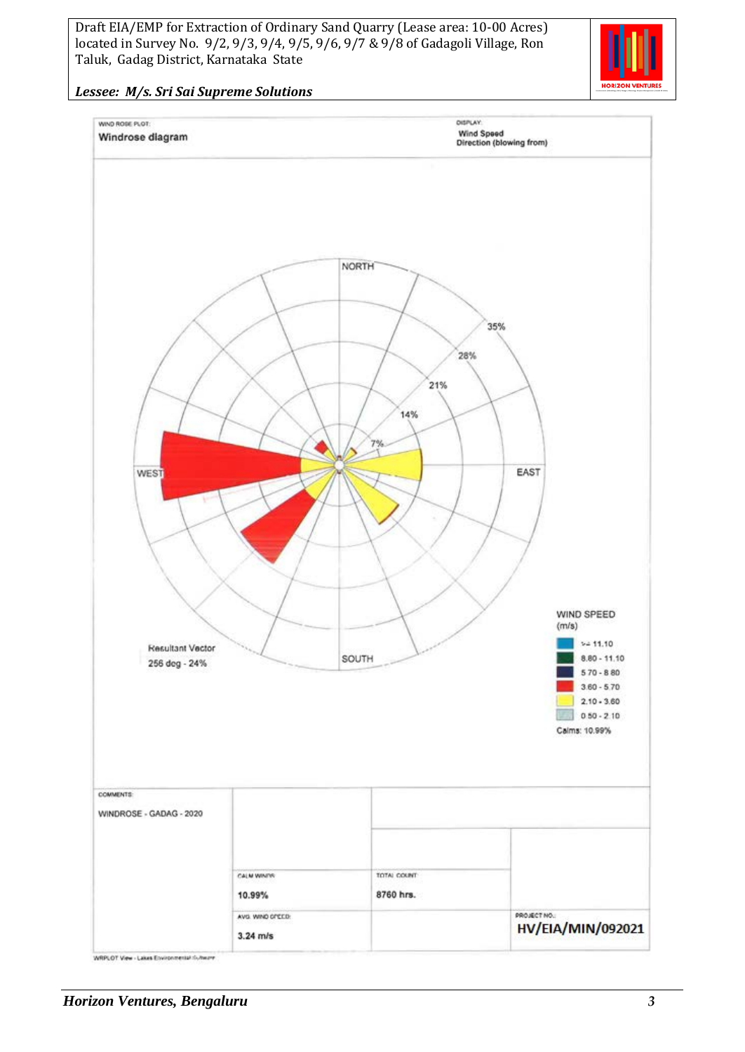WIND ROSE PLOT:

**Windrose diagram**

DISPLAY:

**Wind Speed**
**Direction (blowing from)**

NORTH

SOUTH

EAST

WEST

7%
14%
21%
28%
35%

Resultant Vector
256 deg - 24%

WIND SPEED (m/s)

- >= 11.10
- 8.80 - 11.10
- 5.70 - 8.80
- 3.60 - 5.70
- 2.10 - 3.60
- 0.50 - 2.10

Calms: 10.99%

| COMMENTS: | | | |
|---|---|---|---|
| WINDROSE - GADAG - 2020 | | | |
| | CALM WINDS: 10.99% | TOTAL COUNT: 8760 hrs. | |
| | AVG. WIND SPEED: 3.24 m/s | | PROJECT NO.: **HV/EIA/MIN/092021** |

WRPLOT View - Lakes Environmental Software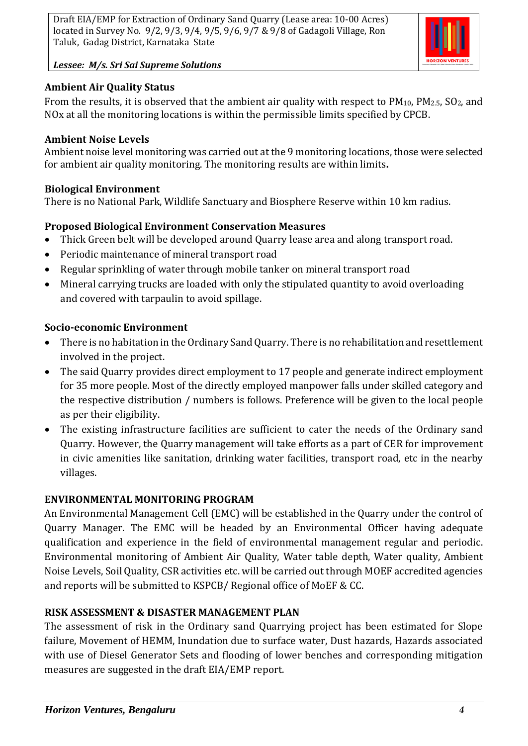**Ambient Air Quality Status**

From the results, it is observed that the ambient air quality with respect to $PM_{10}$, $PM_{2.5}$, $SO_2$, and NOx at all the monitoring locations is within the permissible limits specified by CPCB.

**Ambient Noise Levels**

Ambient noise level monitoring was carried out at the 9 monitoring locations, those were selected for ambient air quality monitoring. The monitoring results are within limits**.**

**Biological Environment**

There is no National Park, Wildlife Sanctuary and Biosphere Reserve within 10 km radius.

**Proposed Biological Environment Conservation Measures**

- Thick Green belt will be developed around Quarry lease area and along transport road.
- Periodic maintenance of mineral transport road
- Regular sprinkling of water through mobile tanker on mineral transport road
- Mineral carrying trucks are loaded with only the stipulated quantity to avoid overloading and covered with tarpaulin to avoid spillage.

**Socio-economic Environment**

- There is no habitation in the Ordinary Sand Quarry. There is no rehabilitation and resettlement involved in the project.
- The said Quarry provides direct employment to 17 people and generate indirect employment for 35 more people. Most of the directly employed manpower falls under skilled category and the respective distribution / numbers is follows. Preference will be given to the local people as per their eligibility.
- The existing infrastructure facilities are sufficient to cater the needs of the Ordinary sand Quarry. However, the Quarry management will take efforts as a part of CER for improvement in civic amenities like sanitation, drinking water facilities, transport road, etc in the nearby villages.

**ENVIRONMENTAL MONITORING PROGRAM**

An Environmental Management Cell (EMC) will be established in the Quarry under the control of Quarry Manager. The EMC will be headed by an Environmental Officer having adequate qualification and experience in the field of environmental management regular and periodic. Environmental monitoring of Ambient Air Quality, Water table depth, Water quality, Ambient Noise Levels, Soil Quality, CSR activities etc. will be carried out through MOEF accredited agencies and reports will be submitted to KSPCB/ Regional office of MoEF & CC.

**RISK ASSESSMENT & DISASTER MANAGEMENT PLAN**

The assessment of risk in the Ordinary sand Quarrying project has been estimated for Slope failure, Movement of HEMM, Inundation due to surface water, Dust hazards, Hazards associated with use of Diesel Generator Sets and flooding of lower benches and corresponding mitigation measures are suggested in the draft EIA/EMP report.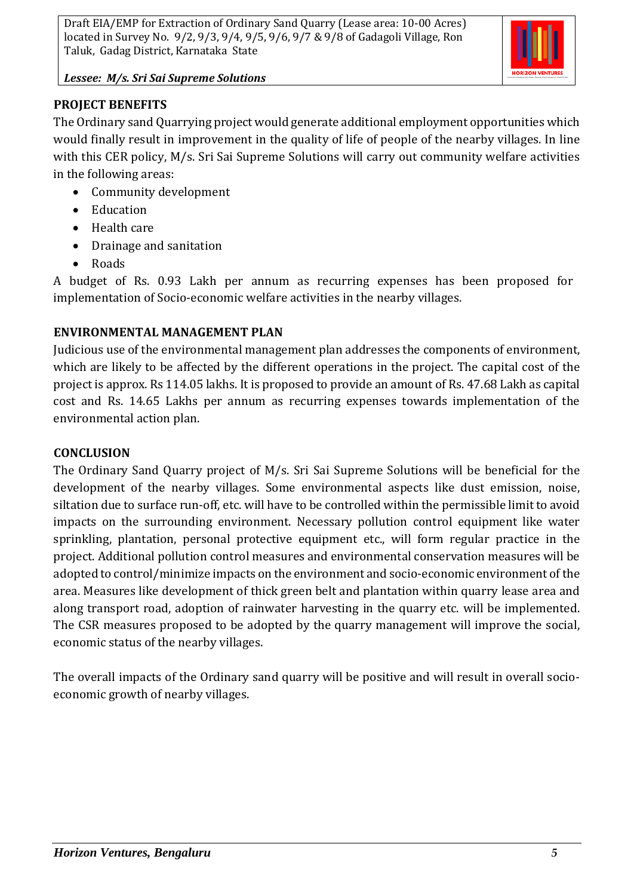## PROJECT BENEFITS

The Ordinary sand Quarrying project would generate additional employment opportunities which would finally result in improvement in the quality of life of people of the nearby villages. In line with this CER policy, M/s. Sri Sai Supreme Solutions will carry out community welfare activities in the following areas:

- Community development
- Education
- Health care
- Drainage and sanitation
- Roads

A budget of Rs. 0.93 Lakh per annum as recurring expenses has been proposed for implementation of Socio-economic welfare activities in the nearby villages.

## ENVIRONMENTAL MANAGEMENT PLAN

Judicious use of the environmental management plan addresses the components of environment, which are likely to be affected by the different operations in the project. The capital cost of the project is approx. Rs 114.05 lakhs. It is proposed to provide an amount of Rs. 47.68 Lakh as capital cost and Rs. 14.65 Lakhs per annum as recurring expenses towards implementation of the environmental action plan.

## CONCLUSION

The Ordinary Sand Quarry project of M/s. Sri Sai Supreme Solutions will be beneficial for the development of the nearby villages. Some environmental aspects like dust emission, noise, siltation due to surface run-off, etc. will have to be controlled within the permissible limit to avoid impacts on the surrounding environment. Necessary pollution control equipment like water sprinkling, plantation, personal protective equipment etc., will form regular practice in the project. Additional pollution control measures and environmental conservation measures will be adopted to control/minimize impacts on the environment and socio-economic environment of the area. Measures like development of thick green belt and plantation within quarry lease area and along transport road, adoption of rainwater harvesting in the quarry etc. will be implemented. The CSR measures proposed to be adopted by the quarry management will improve the social, economic status of the nearby villages.

The overall impacts of the Ordinary sand quarry will be positive and will result in overall socio-economic growth of nearby villages.